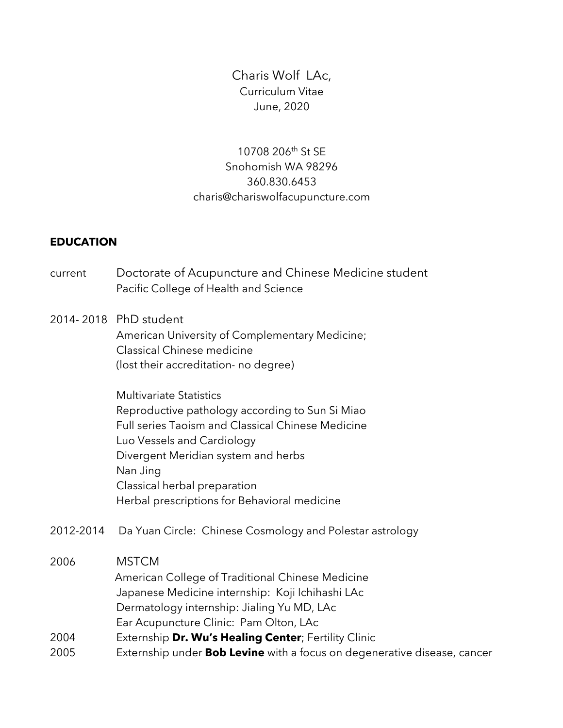Charis Wolf LAc,
Curriculum Vitae
June, 2020

10708 206th St SE
Snohomish WA 98296
360.830.6453
charis@chariswolfacupuncture.com

**EDUCATION**

current — Doctorate of Acupuncture and Chinese Medicine student
Pacific College of Health and Science

2014- 2018 — PhD student
American University of Complementary Medicine;
Classical Chinese medicine
(lost their accreditation- no degree)

Multivariate Statistics
Reproductive pathology according to Sun Si Miao
Full series Taoism and Classical Chinese Medicine
Luo Vessels and Cardiology
Divergent Meridian system and herbs
Nan Jing
Classical herbal preparation
Herbal prescriptions for Behavioral medicine

2012-2014 — Da Yuan Circle: Chinese Cosmology and Polestar astrology

2006 — MSTCM
American College of Traditional Chinese Medicine
Japanese Medicine internship: Koji Ichihashi LAc
Dermatology internship: Jialing Yu MD, LAc
Ear Acupuncture Clinic: Pam Olton, LAc

2004 — Externship **Dr. Wu's Healing Center**; Fertility Clinic

2005 — Externship under **Bob Levine** with a focus on degenerative disease, cancer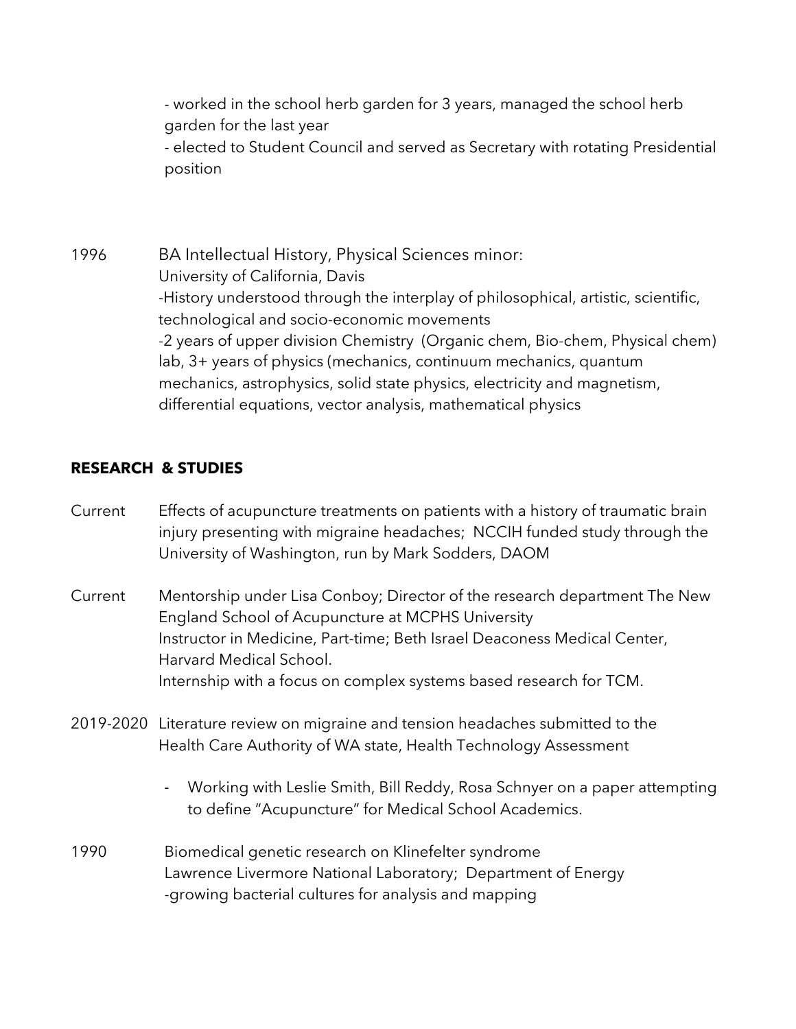- worked in the school herb garden for 3 years, managed the school herb garden for the last year
- elected to Student Council and served as Secretary with rotating Presidential position

1996 BA Intellectual History, Physical Sciences minor:
University of California, Davis
-History understood through the interplay of philosophical, artistic, scientific, technological and socio-economic movements
-2 years of upper division Chemistry (Organic chem, Bio-chem, Physical chem) lab, 3+ years of physics (mechanics, continuum mechanics, quantum mechanics, astrophysics, solid state physics, electricity and magnetism, differential equations, vector analysis, mathematical physics

**RESEARCH & STUDIES**

Current Effects of acupuncture treatments on patients with a history of traumatic brain injury presenting with migraine headaches; NCCIH funded study through the University of Washington, run by Mark Sodders, DAOM

Current Mentorship under Lisa Conboy; Director of the research department The New England School of Acupuncture at MCPHS University
Instructor in Medicine, Part-time; Beth Israel Deaconess Medical Center, Harvard Medical School.
Internship with a focus on complex systems based research for TCM.

2019-2020 Literature review on migraine and tension headaches submitted to the Health Care Authority of WA state, Health Technology Assessment

- Working with Leslie Smith, Bill Reddy, Rosa Schnyer on a paper attempting to define "Acupuncture" for Medical School Academics.

1990 Biomedical genetic research on Klinefelter syndrome
Lawrence Livermore National Laboratory; Department of Energy
-growing bacterial cultures for analysis and mapping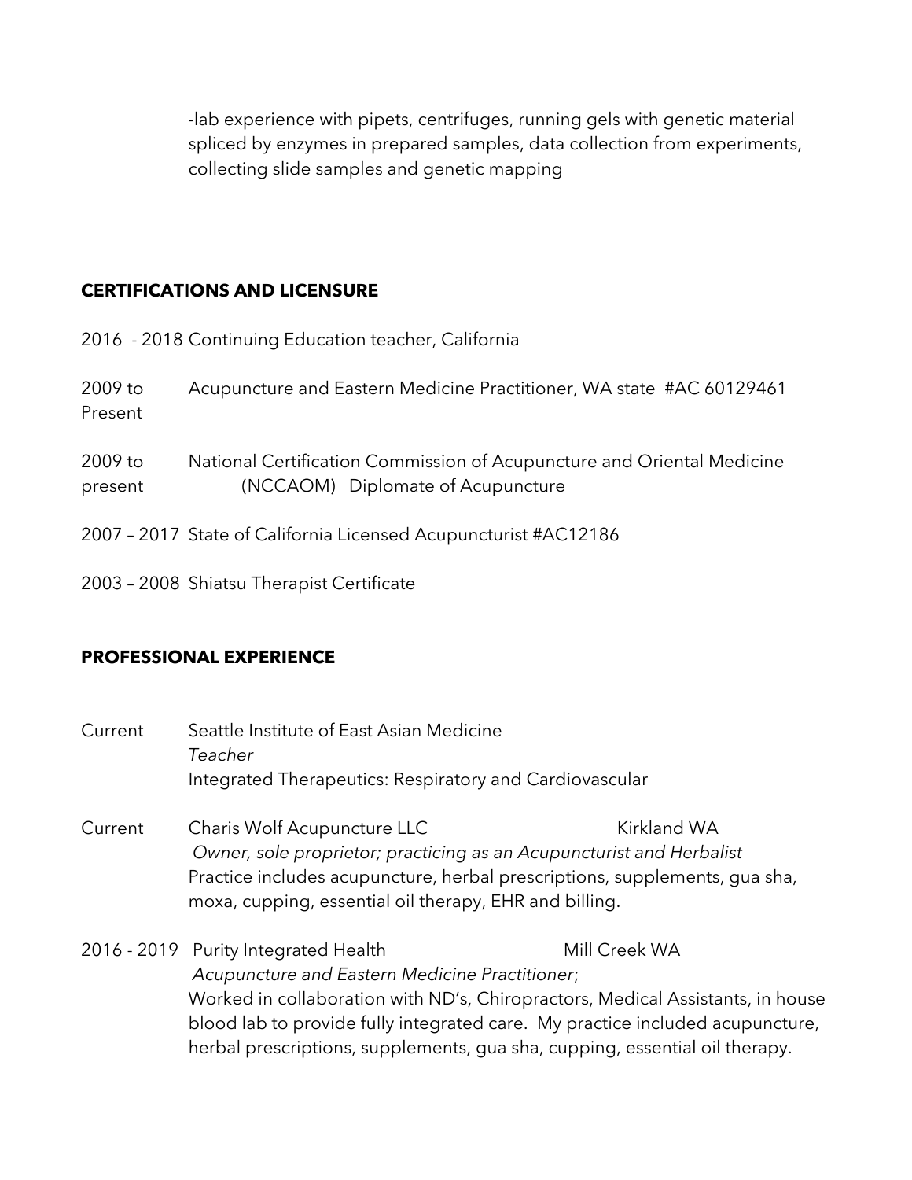-lab experience with pipets, centrifuges, running gels with genetic material spliced by enzymes in prepared samples, data collection from experiments, collecting slide samples and genetic mapping

## CERTIFICATIONS AND LICENSURE

2016 - 2018 Continuing Education teacher, California

2009 to Present — Acupuncture and Eastern Medicine Practitioner, WA state #AC 60129461

2009 to present — National Certification Commission of Acupuncture and Oriental Medicine (NCCAOM) Diplomate of Acupuncture

2007 – 2017 State of California Licensed Acupuncturist #AC12186

2003 – 2008 Shiatsu Therapist Certificate

## PROFESSIONAL EXPERIENCE

**Current** — Seattle Institute of East Asian Medicine
*Teacher*
Integrated Therapeutics: Respiratory and Cardiovascular

**Current** — Charis Wolf Acupuncture LLC — Kirkland WA
*Owner, sole proprietor; practicing as an Acupuncturist and Herbalist*
Practice includes acupuncture, herbal prescriptions, supplements, gua sha, moxa, cupping, essential oil therapy, EHR and billing.

**2016 - 2019** — Purity Integrated Health — Mill Creek WA
*Acupuncture and Eastern Medicine Practitioner*;
Worked in collaboration with ND's, Chiropractors, Medical Assistants, in house blood lab to provide fully integrated care. My practice included acupuncture, herbal prescriptions, supplements, gua sha, cupping, essential oil therapy.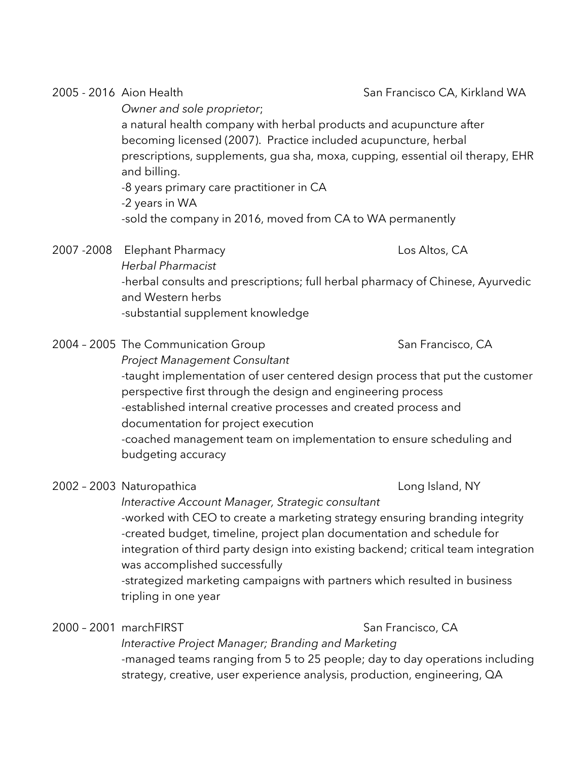2005 - 2016 Aion Health — San Francisco CA, Kirkland WA

*Owner and sole proprietor*;
a natural health company with herbal products and acupuncture after becoming licensed (2007). Practice included acupuncture, herbal prescriptions, supplements, gua sha, moxa, cupping, essential oil therapy, EHR and billing.
-8 years primary care practitioner in CA
-2 years in WA
-sold the company in 2016, moved from CA to WA permanently

2007 -2008 Elephant Pharmacy — Los Altos, CA

*Herbal Pharmacist*
-herbal consults and prescriptions; full herbal pharmacy of Chinese, Ayurvedic and Western herbs
-substantial supplement knowledge

2004 – 2005 The Communication Group — San Francisco, CA

*Project Management Consultant*
-taught implementation of user centered design process that put the customer perspective first through the design and engineering process
-established internal creative processes and created process and documentation for project execution
-coached management team on implementation to ensure scheduling and budgeting accuracy

2002 – 2003 Naturopathica — Long Island, NY

*Interactive Account Manager, Strategic consultant*
-worked with CEO to create a marketing strategy ensuring branding integrity
-created budget, timeline, project plan documentation and schedule for integration of third party design into existing backend; critical team integration was accomplished successfully
-strategized marketing campaigns with partners which resulted in business tripling in one year

2000 – 2001 marchFIRST — San Francisco, CA

*Interactive Project Manager; Branding and Marketing*
-managed teams ranging from 5 to 25 people; day to day operations including strategy, creative, user experience analysis, production, engineering, QA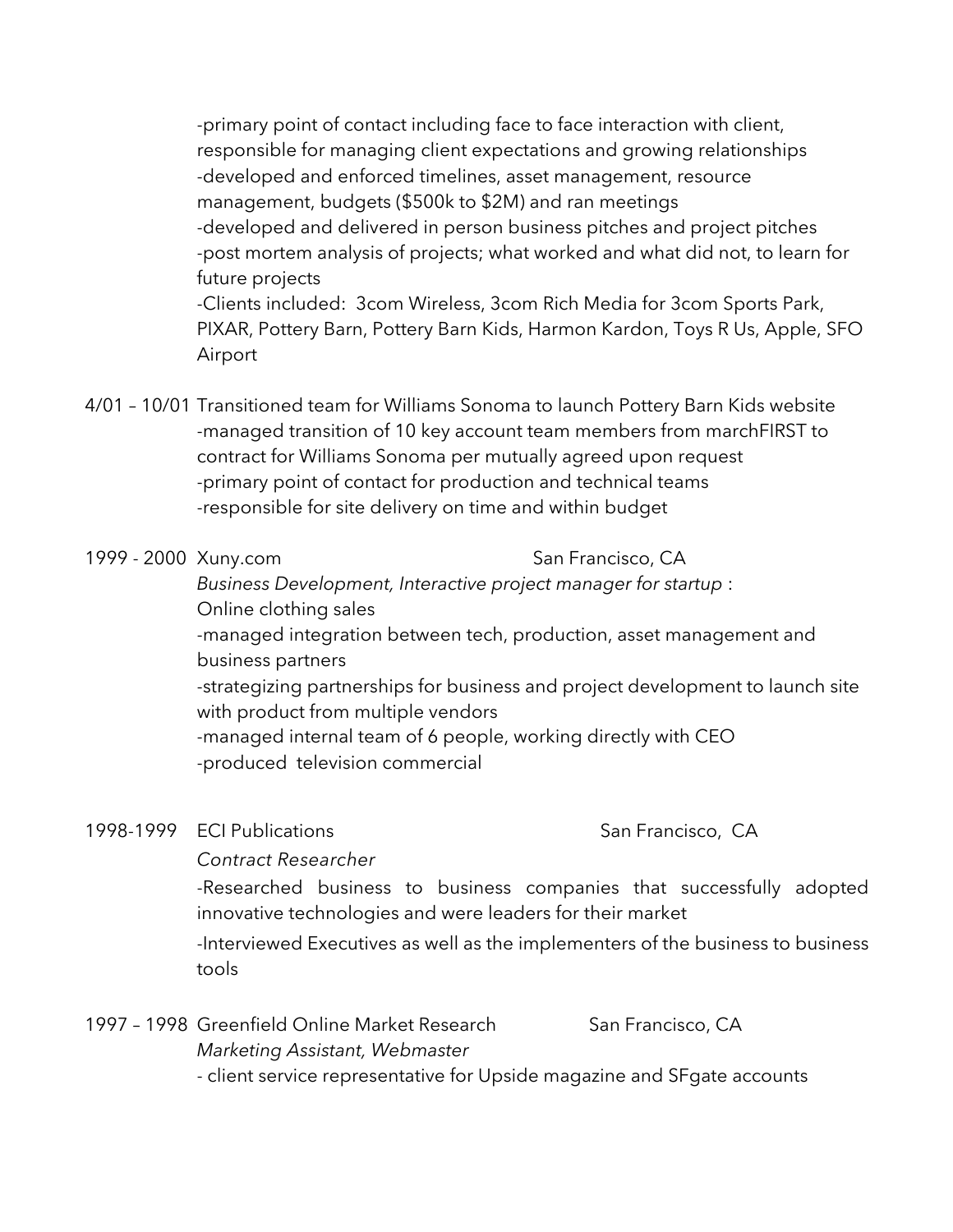-primary point of contact including face to face interaction with client, responsible for managing client expectations and growing relationships
-developed and enforced timelines, asset management, resource management, budgets ($500k to $2M) and ran meetings
-developed and delivered in person business pitches and project pitches
-post mortem analysis of projects; what worked and what did not, to learn for future projects
-Clients included: 3com Wireless, 3com Rich Media for 3com Sports Park, PIXAR, Pottery Barn, Pottery Barn Kids, Harmon Kardon, Toys R Us, Apple, SFO Airport

4/01 – 10/01 Transitioned team for Williams Sonoma to launch Pottery Barn Kids website
-managed transition of 10 key account team members from marchFIRST to contract for Williams Sonoma per mutually agreed upon request
-primary point of contact for production and technical teams
-responsible for site delivery on time and within budget

1999 - 2000 Xuny.com San Francisco, CA
*Business Development, Interactive project manager for startup* :
Online clothing sales
-managed integration between tech, production, asset management and business partners
-strategizing partnerships for business and project development to launch site with product from multiple vendors
-managed internal team of 6 people, working directly with CEO
-produced television commercial

1998-1999 ECI Publications San Francisco, CA
*Contract Researcher*
-Researched business to business companies that successfully adopted innovative technologies and were leaders for their market
-Interviewed Executives as well as the implementers of the business to business tools

1997 – 1998 Greenfield Online Market Research San Francisco, CA
*Marketing Assistant, Webmaster*
- client service representative for Upside magazine and SFgate accounts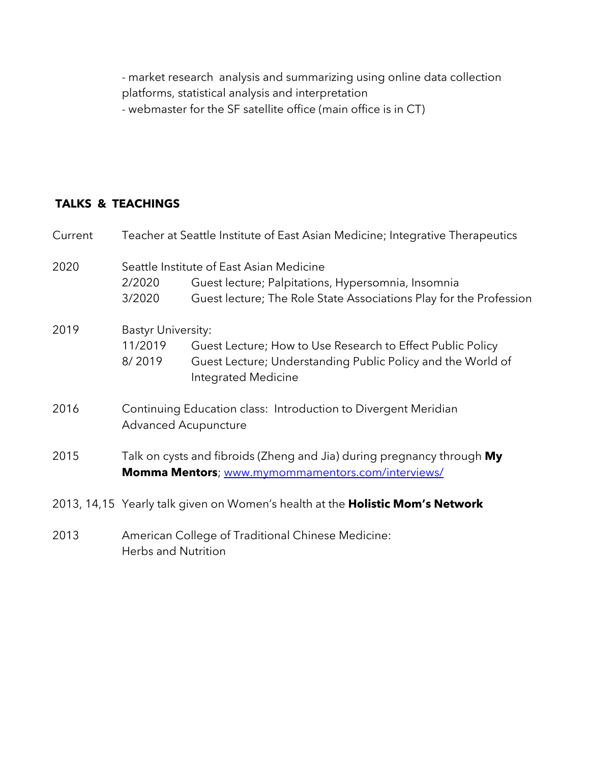- market research analysis and summarizing using online data collection platforms, statistical analysis and interpretation
- webmaster for the SF satellite office (main office is in CT)

## TALKS & TEACHINGS

Current Teacher at Seattle Institute of East Asian Medicine; Integrative Therapeutics

2020 Seattle Institute of East Asian Medicine

- 2/2020 Guest lecture; Palpitations, Hypersomnia, Insomnia
- 3/2020 Guest lecture; The Role State Associations Play for the Profession

2019 Bastyr University:

- 11/2019 Guest Lecture; How to Use Research to Effect Public Policy
- 8/ 2019 Guest Lecture; Understanding Public Policy and the World of Integrated Medicine

2016 Continuing Education class: Introduction to Divergent Meridian Advanced Acupuncture

2015 Talk on cysts and fibroids (Zheng and Jia) during pregnancy through **My Momma Mentors**; [www.mymommamentors.com/interviews/](www.mymommamentors.com/interviews/)

2013, 14,15 Yearly talk given on Women's health at the **Holistic Mom's Network**

2013 American College of Traditional Chinese Medicine: Herbs and Nutrition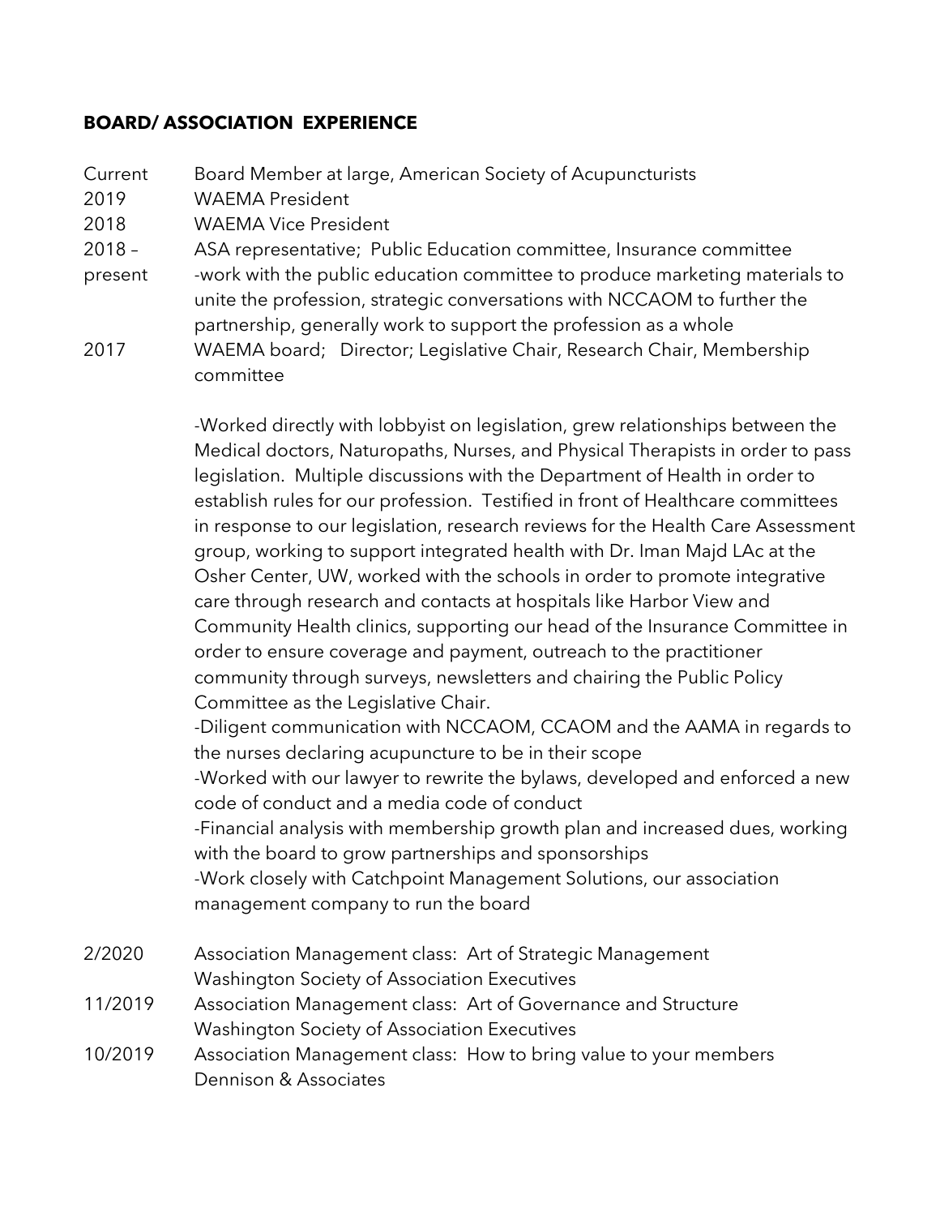## BOARD/ ASSOCIATION EXPERIENCE

Current Board Member at large, American Society of Acupuncturists

2019 WAEMA President

2018 WAEMA Vice President

2018 – present ASA representative; Public Education committee, Insurance committee
-work with the public education committee to produce marketing materials to unite the profession, strategic conversations with NCCAOM to further the partnership, generally work to support the profession as a whole

2017 WAEMA board; Director; Legislative Chair, Research Chair, Membership committee

-Worked directly with lobbyist on legislation, grew relationships between the Medical doctors, Naturopaths, Nurses, and Physical Therapists in order to pass legislation. Multiple discussions with the Department of Health in order to establish rules for our profession. Testified in front of Healthcare committees in response to our legislation, research reviews for the Health Care Assessment group, working to support integrated health with Dr. Iman Majd LAc at the Osher Center, UW, worked with the schools in order to promote integrative care through research and contacts at hospitals like Harbor View and Community Health clinics, supporting our head of the Insurance Committee in order to ensure coverage and payment, outreach to the practitioner community through surveys, newsletters and chairing the Public Policy Committee as the Legislative Chair.
-Diligent communication with NCCAOM, CCAOM and the AAMA in regards to the nurses declaring acupuncture to be in their scope
-Worked with our lawyer to rewrite the bylaws, developed and enforced a new code of conduct and a media code of conduct
-Financial analysis with membership growth plan and increased dues, working with the board to grow partnerships and sponsorships
-Work closely with Catchpoint Management Solutions, our association management company to run the board

2/2020 Association Management class: Art of Strategic Management
Washington Society of Association Executives

11/2019 Association Management class: Art of Governance and Structure
Washington Society of Association Executives

10/2019 Association Management class: How to bring value to your members
Dennison & Associates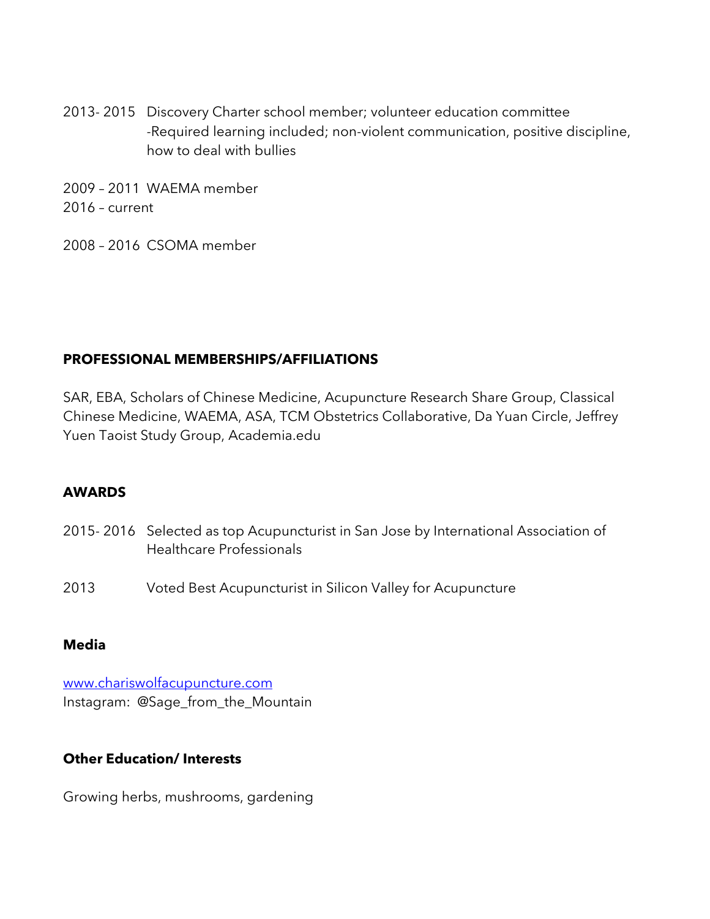2013- 2015 Discovery Charter school member; volunteer education committee
-Required learning included; non-violent communication, positive discipline, how to deal with bullies

2009 – 2011 WAEMA member
2016 – current

2008 – 2016 CSOMA member

**PROFESSIONAL MEMBERSHIPS/AFFILIATIONS**

SAR, EBA, Scholars of Chinese Medicine, Acupuncture Research Share Group, Classical Chinese Medicine, WAEMA, ASA, TCM Obstetrics Collaborative, Da Yuan Circle, Jeffrey Yuen Taoist Study Group, Academia.edu

**AWARDS**

2015- 2016 Selected as top Acupuncturist in San Jose by International Association of Healthcare Professionals

2013 Voted Best Acupuncturist in Silicon Valley for Acupuncture

**Media**

[www.chariswolfacupuncture.com](http://www.chariswolfacupuncture.com)
Instagram: @Sage_from_the_Mountain

**Other Education/ Interests**

Growing herbs, mushrooms, gardening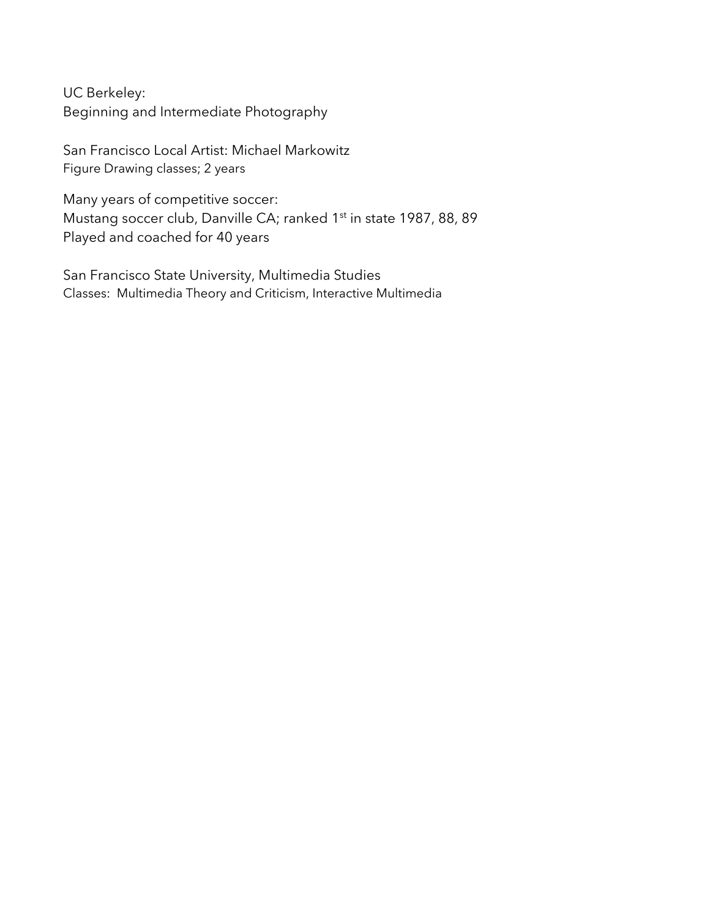UC Berkeley:
Beginning and Intermediate Photography

San Francisco Local Artist: Michael Markowitz
Figure Drawing classes; 2 years

Many years of competitive soccer:
Mustang soccer club, Danville CA; ranked 1st in state 1987, 88, 89
Played and coached for 40 years

San Francisco State University, Multimedia Studies
Classes: Multimedia Theory and Criticism, Interactive Multimedia